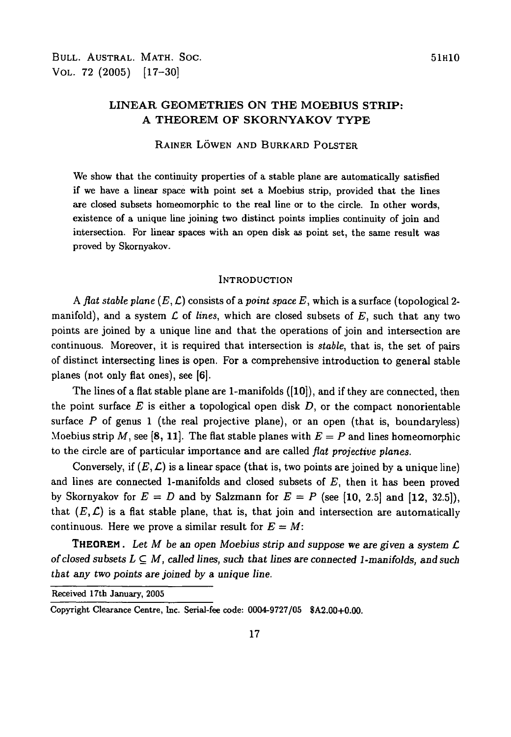# LINEAR GEOMETRIES ON THE MOEBIUS STRIP: A THEOREM OF SKORNYAKOV TYPE

RAINER LÖWEN AND BURKARD POLSTER

We show that the continuity properties of a stable plane are automatically satisfied if we have a linear space with point set a Moebius strip, provided that the lines are closed subsets homeomorphic to the real line or to the circle. In other words, existence of a unique line joining two distinct points implies continuity of join and intersection. For linear spaces with an open disk as point set, the same result was proved by Skornyakov.

## INTRODUCTION

A *flat stable plane* $(E, \mathcal{L})$ consists of a *point space* $E$, which is a surface (topological 2-manifold), and a system $\mathcal{L}$ of *lines*, which are closed subsets of $E$, such that any two points are joined by a unique line and that the operations of join and intersection are continuous. Moreover, it is required that intersection is *stable*, that is, the set of pairs of distinct intersecting lines is open. For a comprehensive introduction to general stable planes (not only flat ones), see **[6]**.

The lines of a flat stable plane are 1-manifolds (**[10]**), and if they are connected, then the point surface $E$ is either a topological open disk $D$, or the compact nonorientable surface $P$ of genus 1 (the real projective plane), or an open (that is, boundaryless) Moebius strip $M$, see **[8, 11]**. The flat stable planes with $E = P$ and lines homeomorphic to the circle are of particular importance and are called *flat projective planes*.

Conversely, if $(E, \mathcal{L})$ is a linear space (that is, two points are joined by a unique line) and lines are connected 1-manifolds and closed subsets of $E$, then it has been proved by Skornyakov for $E = D$ and by Salzmann for $E = P$ (see **[10**, 2.5**]** and **[12**, 32.5**]**), that $(E, \mathcal{L})$ is a flat stable plane, that is, that join and intersection are automatically continuous. Here we prove a similar result for $E = M$:

**THEOREM.** *Let $M$ be an open Moebius strip and suppose we are given a system $\mathcal{L}$ of closed subsets $L \subseteq M$, called lines, such that lines are connected 1-manifolds, and such that any two points are joined by a unique line.*

---

Received 17th January, 2005

Copyright Clearance Centre, Inc. Serial-fee code: 0004-9727/05 \$A2.00+0.00.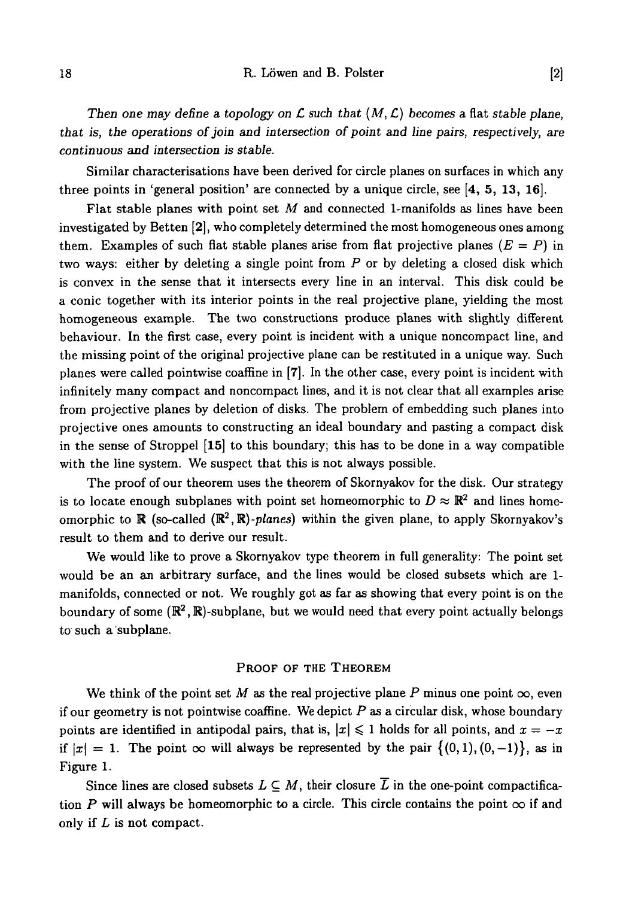*Then one may define a topology on $\mathcal{L}$ such that $(M, \mathcal{L})$ becomes a* flat stable plane*, that is, the operations of join and intersection of point and line pairs, respectively, are continuous and intersection is stable.*

Similar characterisations have been derived for circle planes on surfaces in which any three points in 'general position' are connected by a unique circle, see [**4, 5, 13, 16**].

Flat stable planes with point set $M$ and connected 1-manifolds as lines have been investigated by Betten [**2**], who completely determined the most homogeneous ones among them. Examples of such flat stable planes arise from flat projective planes ($E = P$) in two ways: either by deleting a single point from $P$ or by deleting a closed disk which is convex in the sense that it intersects every line in an interval. This disk could be a conic together with its interior points in the real projective plane, yielding the most homogeneous example. The two constructions produce planes with slightly different behaviour. In the first case, every point is incident with a unique noncompact line, and the missing point of the original projective plane can be restituted in a unique way. Such planes were called pointwise coaffine in [**7**]. In the other case, every point is incident with infinitely many compact and noncompact lines, and it is not clear that all examples arise from projective planes by deletion of disks. The problem of embedding such planes into projective ones amounts to constructing an ideal boundary and pasting a compact disk in the sense of Stroppel [**15**] to this boundary; this has to be done in a way compatible with the line system. We suspect that this is not always possible.

The proof of our theorem uses the theorem of Skornyakov for the disk. Our strategy is to locate enough subplanes with point set homeomorphic to $D \approx \mathbb{R}^2$ and lines homeomorphic to $\mathbb{R}$ (so-called *$(\mathbb{R}^2, \mathbb{R})$-planes*) within the given plane, to apply Skornyakov's result to them and to derive our result.

We would like to prove a Skornyakov type theorem in full generality: The point set would be an an arbitrary surface, and the lines would be closed subsets which are 1-manifolds, connected or not. We roughly got as far as showing that every point is on the boundary of some $(\mathbb{R}^2, \mathbb{R})$-subplane, but we would need that every point actually belongs to such a subplane.

## Proof of the Theorem

We think of the point set $M$ as the real projective plane $P$ minus one point $\infty$, even if our geometry is not pointwise coaffine. We depict $P$ as a circular disk, whose boundary points are identified in antipodal pairs, that is, $|x| \leqslant 1$ holds for all points, and $x = -x$ if $|x| = 1$. The point $\infty$ will always be represented by the pair $\{(0,1), (0,-1)\}$, as in Figure 1.

Since lines are closed subsets $L \subseteq M$, their closure $\overline{L}$ in the one-point compactification $P$ will always be homeomorphic to a circle. This circle contains the point $\infty$ if and only if $L$ is not compact.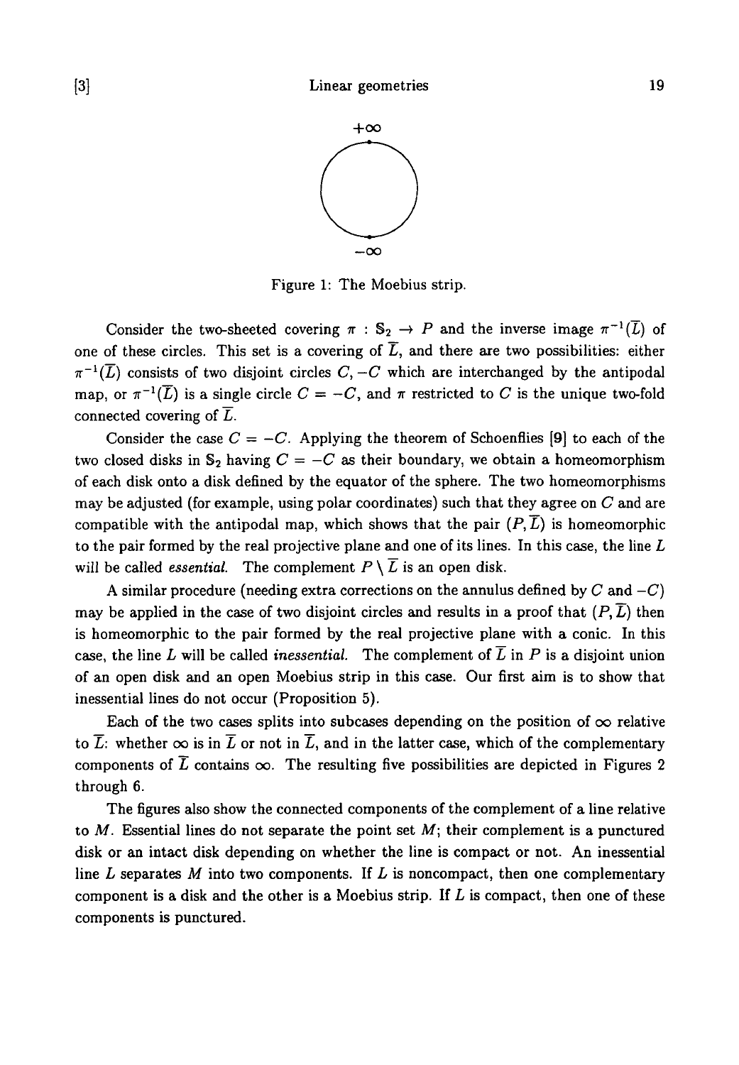$+\infty$

$-\infty$

Figure 1: The Moebius strip.

Consider the two-sheeted covering $\pi : \mathbb{S}_2 \to P$ and the inverse image $\pi^{-1}(\overline{L})$ of one of these circles. This set is a covering of $\overline{L}$, and there are two possibilities: either $\pi^{-1}(\overline{L})$ consists of two disjoint circles $C, -C$ which are interchanged by the antipodal map, or $\pi^{-1}(\overline{L})$ is a single circle $C = -C$, and $\pi$ restricted to $C$ is the unique two-fold connected covering of $\overline{L}$.

Consider the case $C = -C$. Applying the theorem of Schoenflies [9] to each of the two closed disks in $\mathbb{S}_2$ having $C = -C$ as their boundary, we obtain a homeomorphism of each disk onto a disk defined by the equator of the sphere. The two homeomorphisms may be adjusted (for example, using polar coordinates) such that they agree on $C$ and are compatible with the antipodal map, which shows that the pair $(P, \overline{L})$ is homeomorphic to the pair formed by the real projective plane and one of its lines. In this case, the line $L$ will be called *essential*. The complement $P \setminus \overline{L}$ is an open disk.

A similar procedure (needing extra corrections on the annulus defined by $C$ and $-C$) may be applied in the case of two disjoint circles and results in a proof that $(P, \overline{L})$ then is homeomorphic to the pair formed by the real projective plane with a conic. In this case, the line $L$ will be called *inessential*. The complement of $\overline{L}$ in $P$ is a disjoint union of an open disk and an open Moebius strip in this case. Our first aim is to show that inessential lines do not occur (Proposition 5).

Each of the two cases splits into subcases depending on the position of $\infty$ relative to $\overline{L}$: whether $\infty$ is in $\overline{L}$ or not in $\overline{L}$, and in the latter case, which of the complementary components of $\overline{L}$ contains $\infty$. The resulting five possibilities are depicted in Figures 2 through 6.

The figures also show the connected components of the complement of a line relative to $M$. Essential lines do not separate the point set $M$; their complement is a punctured disk or an intact disk depending on whether the line is compact or not. An inessential line $L$ separates $M$ into two components. If $L$ is noncompact, then one complementary component is a disk and the other is a Moebius strip. If $L$ is compact, then one of these components is punctured.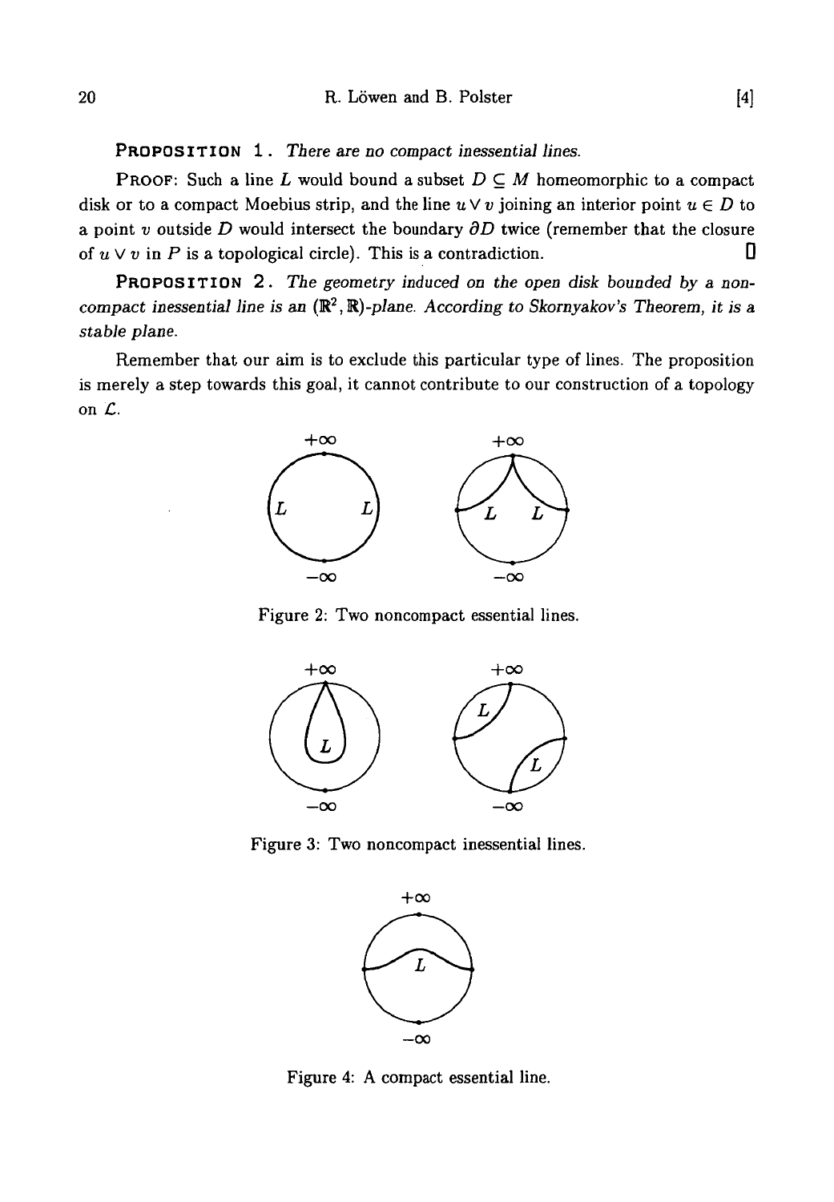**PROPOSITION 1.** *There are no compact inessential lines.*

**PROOF:** Such a line $L$ would bound a subset $D \subseteq M$ homeomorphic to a compact disk or to a compact Moebius strip, and the line $u \vee v$ joining an interior point $u \in D$ to a point $v$ outside $D$ would intersect the boundary $\partial D$ twice (remember that the closure of $u \vee v$ in $P$ is a topological circle). This is a contradiction. □

**PROPOSITION 2.** *The geometry induced on the open disk bounded by a noncompact inessential line is an $(\mathbb{R}^2, \mathbb{R})$-plane. According to Skornyakov's Theorem, it is a stable plane.*

Remember that our aim is to exclude this particular type of lines. The proposition is merely a step towards this goal, it cannot contribute to our construction of a topology on $\mathcal{L}$.

Figure 2: Two noncompact essential lines.

Figure 3: Two noncompact inessential lines.

Figure 4: A compact essential line.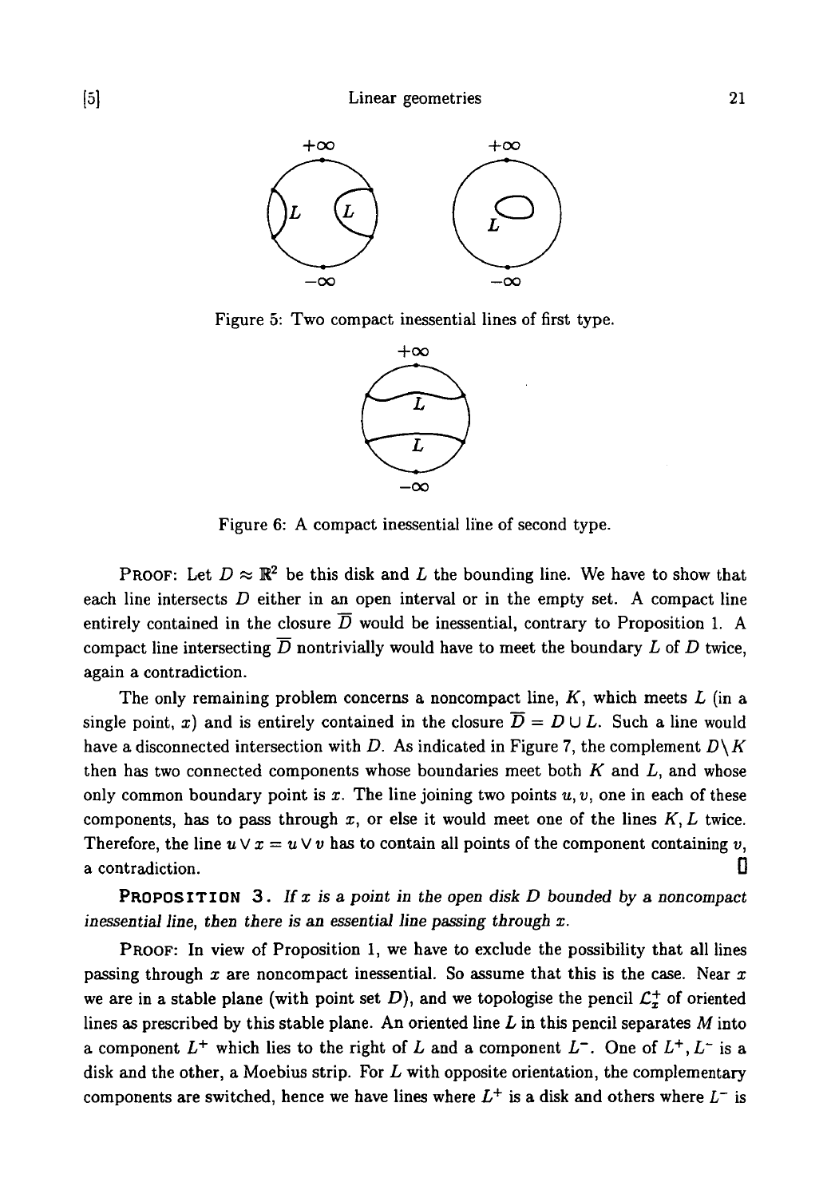Figure 5: Two compact inessential lines of first type.

Figure 6: A compact inessential line of second type.

PROOF: Let $D \approx \mathbb{R}^2$ be this disk and $L$ the bounding line. We have to show that each line intersects $D$ either in an open interval or in the empty set. A compact line entirely contained in the closure $\overline{D}$ would be inessential, contrary to Proposition 1. A compact line intersecting $\overline{D}$ nontrivially would have to meet the boundary $L$ of $D$ twice, again a contradiction.

The only remaining problem concerns a noncompact line, $K$, which meets $L$ (in a single point, $x$) and is entirely contained in the closure $\overline{D} = D \cup L$. Such a line would have a disconnected intersection with $D$. As indicated in Figure 7, the complement $D \setminus K$ then has two connected components whose boundaries meet both $K$ and $L$, and whose only common boundary point is $x$. The line joining two points $u, v$, one in each of these components, has to pass through $x$, or else it would meet one of the lines $K, L$ twice. Therefore, the line $u \vee x = u \vee v$ has to contain all points of the component containing $v$, a contradiction. ∎

**PROPOSITION 3.** *If $x$ is a point in the open disk $D$ bounded by a noncompact inessential line, then there is an essential line passing through $x$.*

PROOF: In view of Proposition 1, we have to exclude the possibility that all lines passing through $x$ are noncompact inessential. So assume that this is the case. Near $x$ we are in a stable plane (with point set $D$), and we topologise the pencil $\mathcal{L}_x^+$ of oriented lines as prescribed by this stable plane. An oriented line $L$ in this pencil separates $M$ into a component $L^+$ which lies to the right of $L$ and a component $L^-$. One of $L^+, L^-$ is a disk and the other, a Moebius strip. For $L$ with opposite orientation, the complementary components are switched, hence we have lines where $L^+$ is a disk and others where $L^-$ is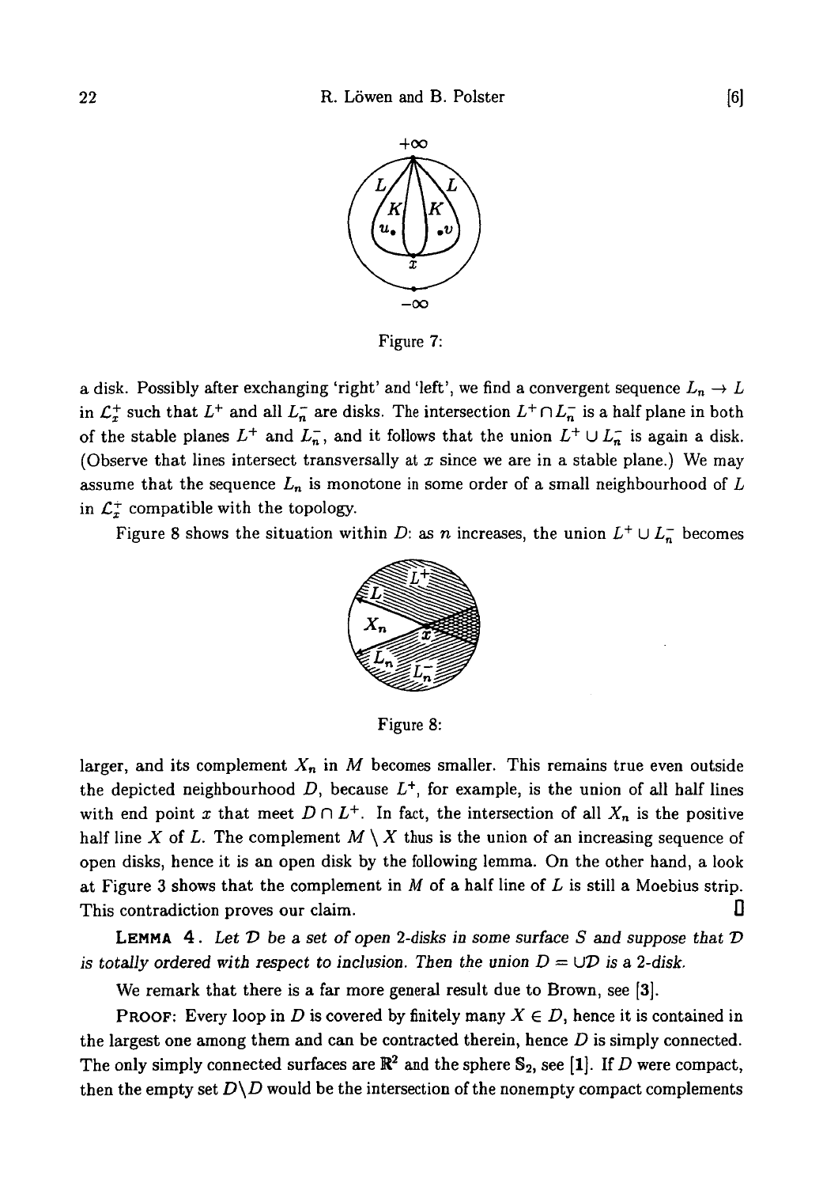Figure 7:

a disk. Possibly after exchanging 'right' and 'left', we find a convergent sequence $L_n \to L$ in $\mathcal{L}_x^+$ such that $L^+$ and all $L_n^-$ are disks. The intersection $L^+ \cap L_n^-$ is a half plane in both of the stable planes $L^+$ and $L_n^-$, and it follows that the union $L^+ \cup L_n^-$ is again a disk. (Observe that lines intersect transversally at $x$ since we are in a stable plane.) We may assume that the sequence $L_n$ is monotone in some order of a small neighbourhood of $L$ in $\mathcal{L}_x^+$ compatible with the topology.

Figure 8 shows the situation within $D$: as $n$ increases, the union $L^+ \cup L_n^-$ becomes

Figure 8:

larger, and its complement $X_n$ in $M$ becomes smaller. This remains true even outside the depicted neighbourhood $D$, because $L^+$, for example, is the union of all half lines with end point $x$ that meet $D \cap L^+$. In fact, the intersection of all $X_n$ is the positive half line $X$ of $L$. The complement $M \setminus X$ thus is the union of an increasing sequence of open disks, hence it is an open disk by the following lemma. On the other hand, a look at Figure 3 shows that the complement in $M$ of a half line of $L$ is still a Moebius strip. This contradiction proves our claim. ∎

**LEMMA 4.** *Let $\mathcal{D}$ be a set of open 2-disks in some surface $S$ and suppose that $\mathcal{D}$ is totally ordered with respect to inclusion. Then the union $D = \cup\mathcal{D}$ is a 2-disk.*

We remark that there is a far more general result due to Brown, see [3].

PROOF: Every loop in $D$ is covered by finitely many $X \in D$, hence it is contained in the largest one among them and can be contracted therein, hence $D$ is simply connected. The only simply connected surfaces are $\mathbb{R}^2$ and the sphere $\mathbb{S}_2$, see [1]. If $D$ were compact, then the empty set $D \setminus D$ would be the intersection of the nonempty compact complements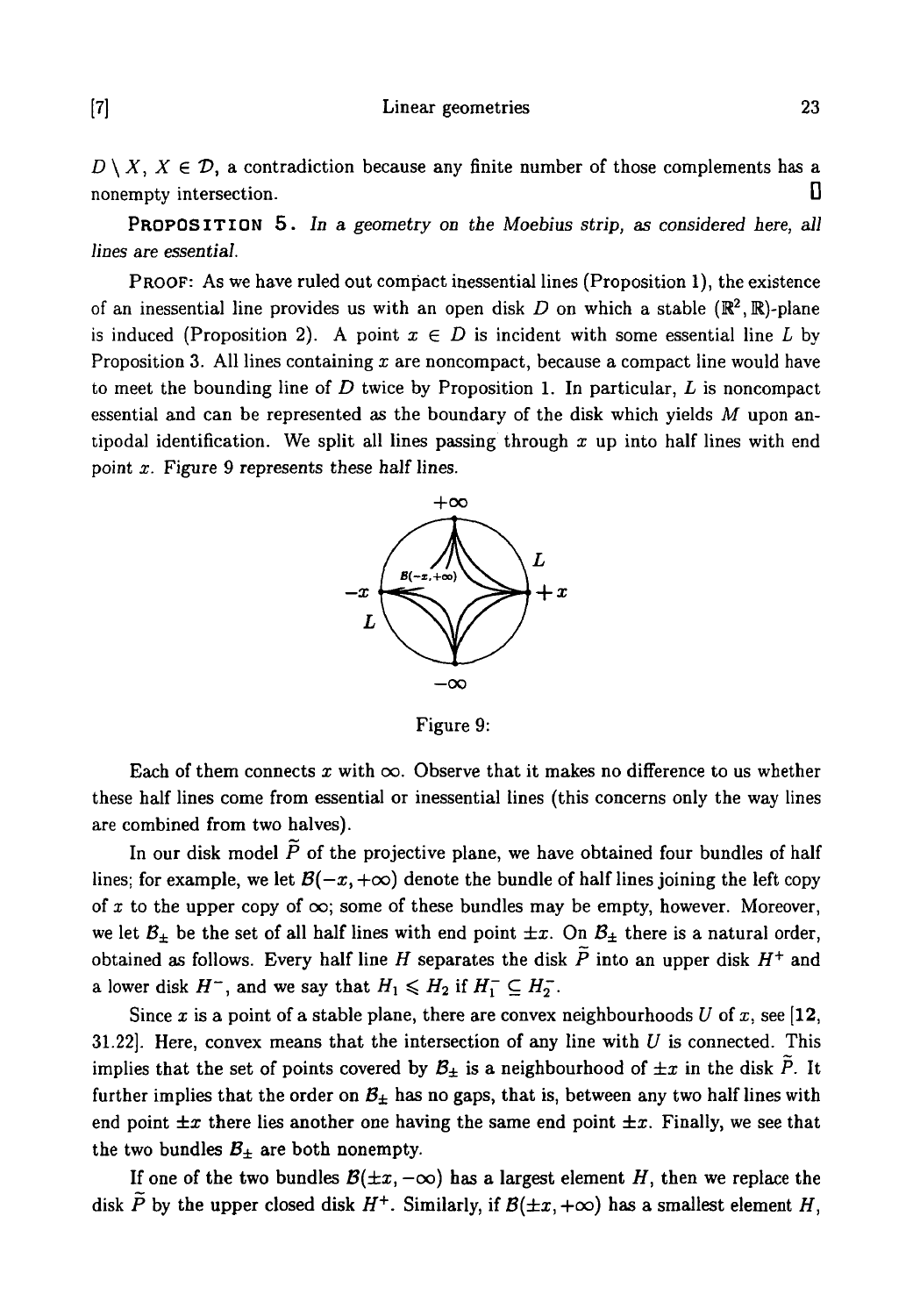$D \setminus X$, $X \in \mathcal{D}$, a contradiction because any finite number of those complements has a nonempty intersection. $\square$

**PROPOSITION 5.** *In a geometry on the Moebius strip, as considered here, all lines are essential.*

PROOF: As we have ruled out compact inessential lines (Proposition 1), the existence of an inessential line provides us with an open disk $D$ on which a stable $(\mathbb{R}^2, \mathbb{R})$-plane is induced (Proposition 2). A point $x \in D$ is incident with some essential line $L$ by Proposition 3. All lines containing $x$ are noncompact, because a compact line would have to meet the bounding line of $D$ twice by Proposition 1. In particular, $L$ is noncompact essential and can be represented as the boundary of the disk which yields $M$ upon antipodal identification. We split all lines passing through $x$ up into half lines with end point $x$. Figure 9 represents these half lines.

Figure 9:

Each of them connects $x$ with $\infty$. Observe that it makes no difference to us whether these half lines come from essential or inessential lines (this concerns only the way lines are combined from two halves).

In our disk model $\widetilde{P}$ of the projective plane, we have obtained four bundles of half lines; for example, we let $\mathcal{B}(-x, +\infty)$ denote the bundle of half lines joining the left copy of $x$ to the upper copy of $\infty$; some of these bundles may be empty, however. Moreover, we let $\mathcal{B}_\pm$ be the set of all half lines with end point $\pm x$. On $\mathcal{B}_\pm$ there is a natural order, obtained as follows. Every half line $H$ separates the disk $\widetilde{P}$ into an upper disk $H^+$ and a lower disk $H^-$, and we say that $H_1 \leqslant H_2$ if $H_1^- \subseteq H_2^-$.

Since $x$ is a point of a stable plane, there are convex neighbourhoods $U$ of $x$, see [**12**, 31.22]. Here, convex means that the intersection of any line with $U$ is connected. This implies that the set of points covered by $\mathcal{B}_\pm$ is a neighbourhood of $\pm x$ in the disk $\widetilde{P}$. It further implies that the order on $\mathcal{B}_\pm$ has no gaps, that is, between any two half lines with end point $\pm x$ there lies another one having the same end point $\pm x$. Finally, we see that the two bundles $\mathcal{B}_\pm$ are both nonempty.

If one of the two bundles $\mathcal{B}(\pm x, -\infty)$ has a largest element $H$, then we replace the disk $\widetilde{P}$ by the upper closed disk $H^+$. Similarly, if $\mathcal{B}(\pm x, +\infty)$ has a smallest element $H$,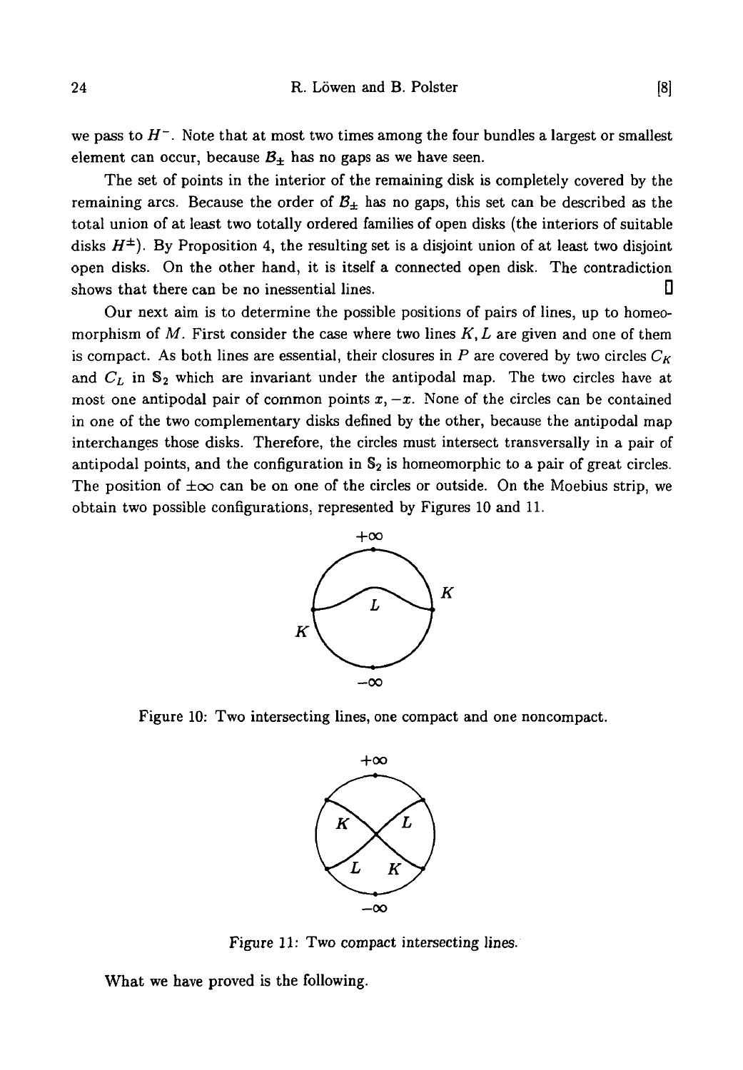we pass to $H^-$. Note that at most two times among the four bundles a largest or smallest element can occur, because $\mathcal{B}_\pm$ has no gaps as we have seen.

The set of points in the interior of the remaining disk is completely covered by the remaining arcs. Because the order of $\mathcal{B}_\pm$ has no gaps, this set can be described as the total union of at least two totally ordered families of open disks (the interiors of suitable disks $H^\pm$). By Proposition 4, the resulting set is a disjoint union of at least two disjoint open disks. On the other hand, it is itself a connected open disk. The contradiction shows that there can be no inessential lines. □

Our next aim is to determine the possible positions of pairs of lines, up to homeomorphism of $M$. First consider the case where two lines $K, L$ are given and one of them is compact. As both lines are essential, their closures in $P$ are covered by two circles $C_K$ and $C_L$ in $\mathbb{S}_2$ which are invariant under the antipodal map. The two circles have at most one antipodal pair of common points $x, -x$. None of the circles can be contained in one of the two complementary disks defined by the other, because the antipodal map interchanges those disks. Therefore, the circles must intersect transversally in a pair of antipodal points, and the configuration in $\mathbb{S}_2$ is homeomorphic to a pair of great circles. The position of $\pm\infty$ can be on one of the circles or outside. On the Moebius strip, we obtain two possible configurations, represented by Figures 10 and 11.

Figure 10: Two intersecting lines, one compact and one noncompact.

Figure 11: Two compact intersecting lines.

What we have proved is the following.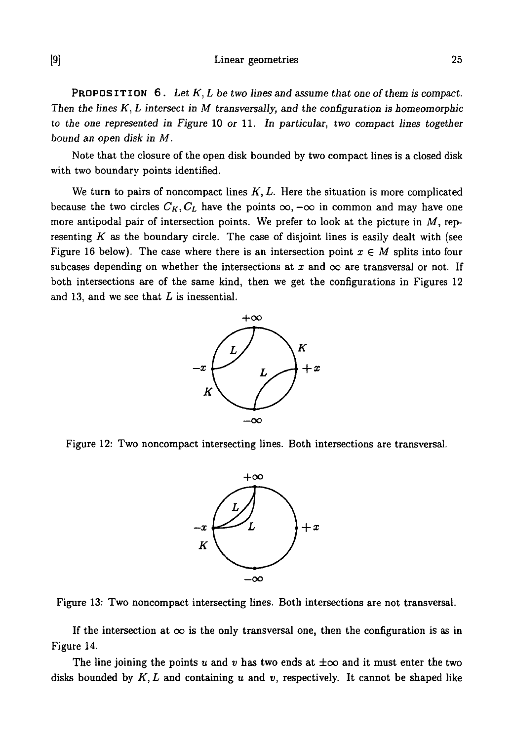**PROPOSITION 6.** *Let $K, L$ be two lines and assume that one of them is compact. Then the lines $K, L$ intersect in $M$ transversally, and the configuration is homeomorphic to the one represented in Figure 10 or 11. In particular, two compact lines together bound an open disk in $M$.*

Note that the closure of the open disk bounded by two compact lines is a closed disk with two boundary points identified.

We turn to pairs of noncompact lines $K, L$. Here the situation is more complicated because the two circles $C_K, C_L$ have the points $\infty, -\infty$ in common and may have one more antipodal pair of intersection points. We prefer to look at the picture in $M$, representing $K$ as the boundary circle. The case of disjoint lines is easily dealt with (see Figure 16 below). The case where there is an intersection point $x \in M$ splits into four subcases depending on whether the intersections at $x$ and $\infty$ are transversal or not. If both intersections are of the same kind, then we get the configurations in Figures 12 and 13, and we see that $L$ is inessential.

Figure 12: Two noncompact intersecting lines. Both intersections are transversal.

Figure 13: Two noncompact intersecting lines. Both intersections are not transversal.

If the intersection at $\infty$ is the only transversal one, then the configuration is as in Figure 14.

The line joining the points $u$ and $v$ has two ends at $\pm\infty$ and it must enter the two disks bounded by $K, L$ and containing $u$ and $v$, respectively. It cannot be shaped like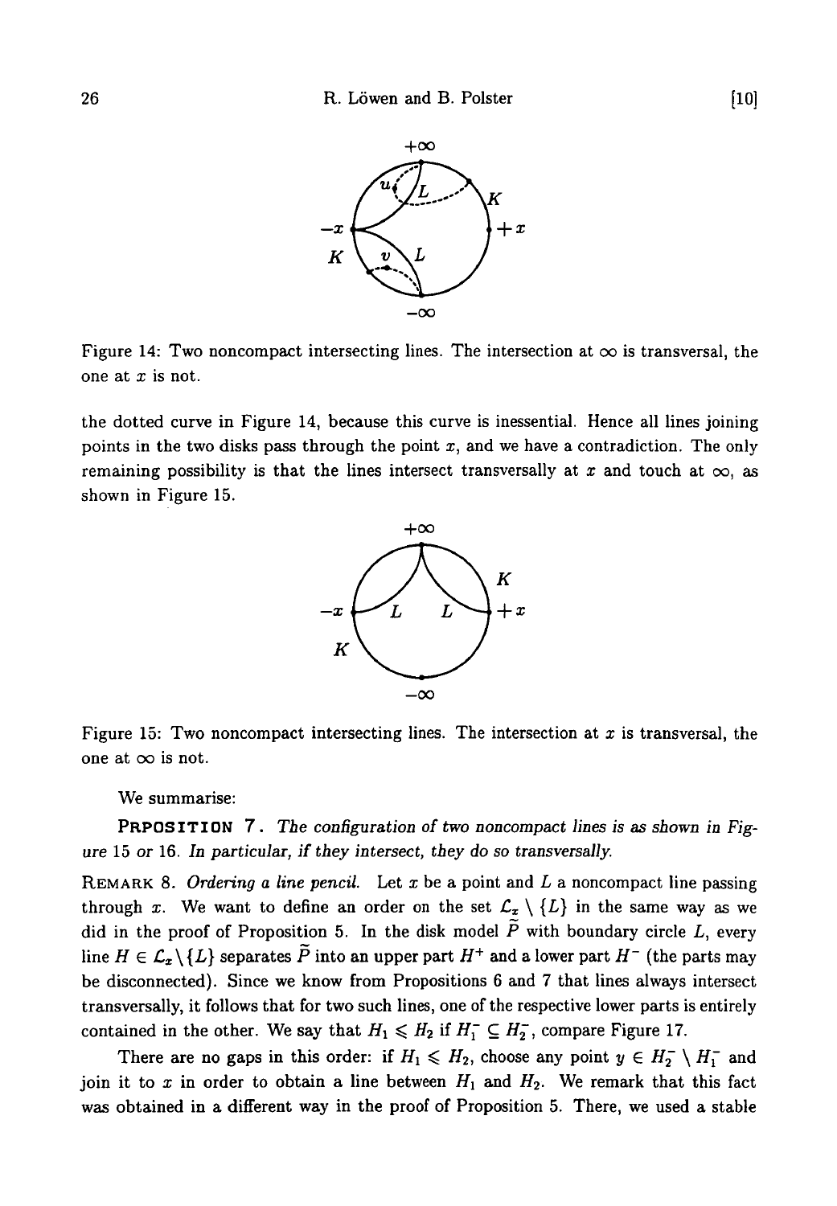Figure 14: Two noncompact intersecting lines. The intersection at $\infty$ is transversal, the one at $x$ is not.

the dotted curve in Figure 14, because this curve is inessential. Hence all lines joining points in the two disks pass through the point $x$, and we have a contradiction. The only remaining possibility is that the lines intersect transversally at $x$ and touch at $\infty$, as shown in Figure 15.

Figure 15: Two noncompact intersecting lines. The intersection at $x$ is transversal, the one at $\infty$ is not.

We summarise:

**PRPOSITION 7.** *The configuration of two noncompact lines is as shown in Figure 15 or 16. In particular, if they intersect, they do so transversally.*

REMARK 8. *Ordering a line pencil.* Let $x$ be a point and $L$ a noncompact line passing through $x$. We want to define an order on the set $\mathcal{L}_x \setminus \{L\}$ in the same way as we did in the proof of Proposition 5. In the disk model $\widetilde{P}$ with boundary circle $L$, every line $H \in \mathcal{L}_x \setminus \{L\}$ separates $\widetilde{P}$ into an upper part $H^+$ and a lower part $H^-$ (the parts may be disconnected). Since we know from Propositions 6 and 7 that lines always intersect transversally, it follows that for two such lines, one of the respective lower parts is entirely contained in the other. We say that $H_1 \leqslant H_2$ if $H_1^- \subseteq H_2^-$, compare Figure 17.

There are no gaps in this order: if $H_1 \leqslant H_2$, choose any point $y \in H_2^- \setminus H_1^-$ and join it to $x$ in order to obtain a line between $H_1$ and $H_2$. We remark that this fact was obtained in a different way in the proof of Proposition 5. There, we used a stable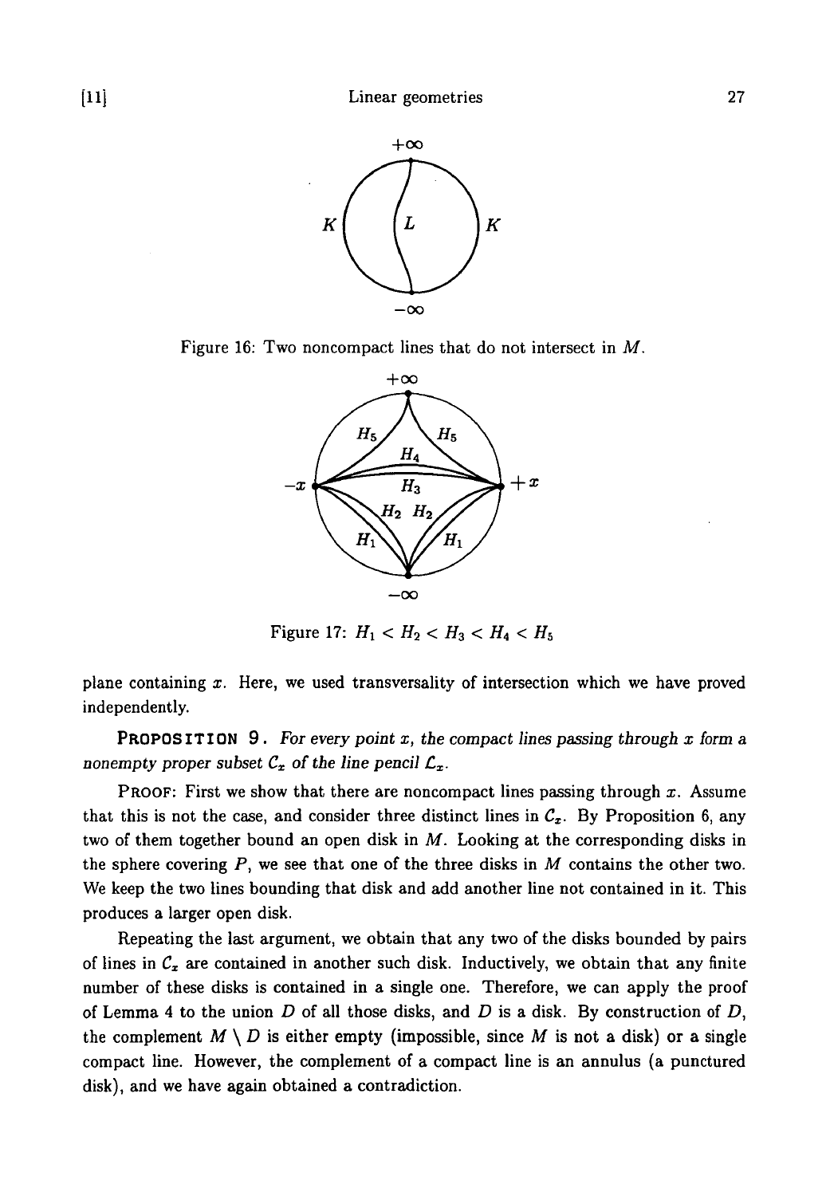Figure 16: Two noncompact lines that do not intersect in $M$.

Figure 17: $H_1 < H_2 < H_3 < H_4 < H_5$

plane containing $x$. Here, we used transversality of intersection which we have proved independently.

**PROPOSITION 9.** *For every point $x$, the compact lines passing through $x$ form a nonempty proper subset $\mathcal{C}_x$ of the line pencil $\mathcal{L}_x$.*

PROOF: First we show that there are noncompact lines passing through $x$. Assume that this is not the case, and consider three distinct lines in $\mathcal{C}_x$. By Proposition 6, any two of them together bound an open disk in $M$. Looking at the corresponding disks in the sphere covering $P$, we see that one of the three disks in $M$ contains the other two. We keep the two lines bounding that disk and add another line not contained in it. This produces a larger open disk.

Repeating the last argument, we obtain that any two of the disks bounded by pairs of lines in $\mathcal{C}_x$ are contained in another such disk. Inductively, we obtain that any finite number of these disks is contained in a single one. Therefore, we can apply the proof of Lemma 4 to the union $D$ of all those disks, and $D$ is a disk. By construction of $D$, the complement $M \setminus D$ is either empty (impossible, since $M$ is not a disk) or a single compact line. However, the complement of a compact line is an annulus (a punctured disk), and we have again obtained a contradiction.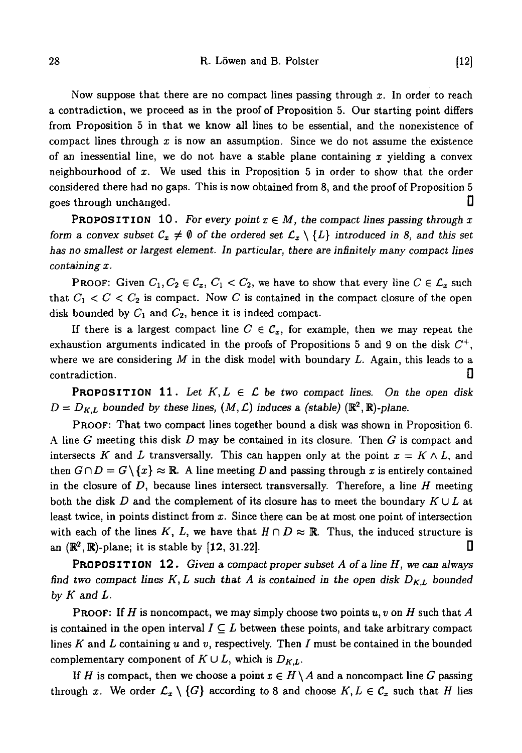Now suppose that there are no compact lines passing through $x$. In order to reach a contradiction, we proceed as in the proof of Proposition 5. Our starting point differs from Proposition 5 in that we know all lines to be essential, and the nonexistence of compact lines through $x$ is now an assumption. Since we do not assume the existence of an inessential line, we do not have a stable plane containing $x$ yielding a convex neighbourhood of $x$. We used this in Proposition 5 in order to show that the order considered there had no gaps. This is now obtained from 8, and the proof of Proposition 5 goes through unchanged. □

**PROPOSITION 10.** *For every point $x \in M$, the compact lines passing through $x$ form a convex subset $\mathcal{C}_x \neq \emptyset$ of the ordered set $\mathcal{L}_x \setminus \{L\}$ introduced in 8, and this set has no smallest or largest element. In particular, there are infinitely many compact lines containing $x$.*

PROOF: Given $C_1, C_2 \in \mathcal{C}_x$, $C_1 < C_2$, we have to show that every line $C \in \mathcal{L}_x$ such that $C_1 < C < C_2$ is compact. Now $C$ is contained in the compact closure of the open disk bounded by $C_1$ and $C_2$, hence it is indeed compact.

If there is a largest compact line $C \in \mathcal{C}_x$, for example, then we may repeat the exhaustion arguments indicated in the proofs of Propositions 5 and 9 on the disk $C^+$, where we are considering $M$ in the disk model with boundary $L$. Again, this leads to a contradiction. □

**PROPOSITION 11.** *Let $K, L \in \mathcal{L}$ be two compact lines. On the open disk $D = D_{K,L}$ bounded by these lines, $(M, \mathcal{L})$ induces a (stable) $(\mathbb{R}^2, \mathbb{R})$-plane.*

PROOF: That two compact lines together bound a disk was shown in Proposition 6. A line $G$ meeting this disk $D$ may be contained in its closure. Then $G$ is compact and intersects $K$ and $L$ transversally. This can happen only at the point $x = K \wedge L$, and then $G \cap D = G \setminus \{x\} \approx \mathbb{R}$. A line meeting $D$ and passing through $x$ is entirely contained in the closure of $D$, because lines intersect transversally. Therefore, a line $H$ meeting both the disk $D$ and the complement of its closure has to meet the boundary $K \cup L$ at least twice, in points distinct from $x$. Since there can be at most one point of intersection with each of the lines $K$, $L$, we have that $H \cap D \approx \mathbb{R}$. Thus, the induced structure is an $(\mathbb{R}^2, \mathbb{R})$-plane; it is stable by [12, 31.22]. □

**PROPOSITION 12.** *Given a compact proper subset $A$ of a line $H$, we can always find two compact lines $K, L$ such that $A$ is contained in the open disk $D_{K,L}$ bounded by $K$ and $L$.*

PROOF: If $H$ is noncompact, we may simply choose two points $u, v$ on $H$ such that $A$ is contained in the open interval $I \subseteq L$ between these points, and take arbitrary compact lines $K$ and $L$ containing $u$ and $v$, respectively. Then $I$ must be contained in the bounded complementary component of $K \cup L$, which is $D_{K,L}$.

If $H$ is compact, then we choose a point $x \in H \setminus A$ and a noncompact line $G$ passing through $x$. We order $\mathcal{L}_x \setminus \{G\}$ according to 8 and choose $K, L \in \mathcal{C}_x$ such that $H$ lies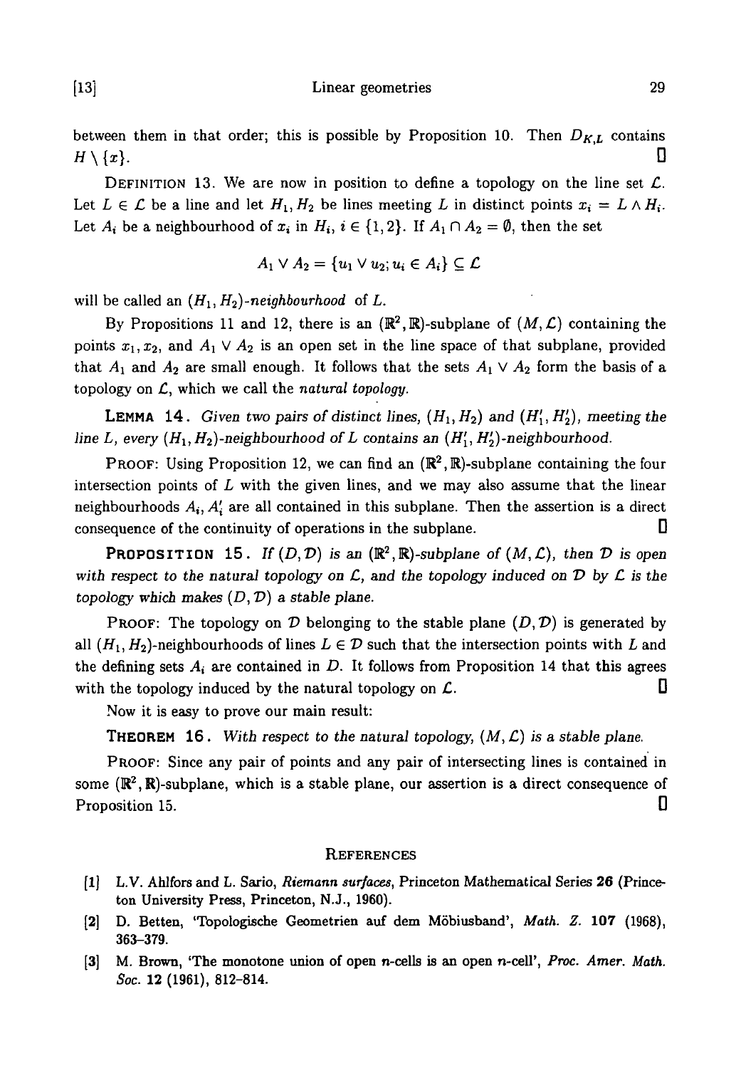between them in that order; this is possible by Proposition 10. Then $D_{K,L}$ contains $H \setminus \{x\}$. □

DEFINITION 13. We are now in position to define a topology on the line set $\mathcal{L}$. Let $L \in \mathcal{L}$ be a line and let $H_1, H_2$ be lines meeting $L$ in distinct points $x_i = L \wedge H_i$. Let $A_i$ be a neighbourhood of $x_i$ in $H_i$, $i \in \{1,2\}$. If $A_1 \cap A_2 = \emptyset$, then the set

$$A_1 \vee A_2 = \{u_1 \vee u_2; u_i \in A_i\} \subseteq \mathcal{L}$$

will be called an *$(H_1, H_2)$-neighbourhood* of $L$.

By Propositions 11 and 12, there is an $(\mathbb{R}^2, \mathbb{R})$-subplane of $(M, \mathcal{L})$ containing the points $x_1, x_2$, and $A_1 \vee A_2$ is an open set in the line space of that subplane, provided that $A_1$ and $A_2$ are small enough. It follows that the sets $A_1 \vee A_2$ form the basis of a topology on $\mathcal{L}$, which we call the *natural topology*.

**LEMMA 14.** *Given two pairs of distinct lines, $(H_1, H_2)$ and $(H_1', H_2')$, meeting the line $L$, every $(H_1, H_2)$-neighbourhood of $L$ contains an $(H_1', H_2')$-neighbourhood.*

PROOF: Using Proposition 12, we can find an $(\mathbb{R}^2, \mathbb{R})$-subplane containing the four intersection points of $L$ with the given lines, and we may also assume that the linear neighbourhoods $A_i, A_i'$ are all contained in this subplane. Then the assertion is a direct consequence of the continuity of operations in the subplane. □

**PROPOSITION 15.** *If $(D, \mathcal{D})$ is an $(\mathbb{R}^2, \mathbb{R})$-subplane of $(M, \mathcal{L})$, then $\mathcal{D}$ is open with respect to the natural topology on $\mathcal{L}$, and the topology induced on $\mathcal{D}$ by $\mathcal{L}$ is the topology which makes $(D, \mathcal{D})$ a stable plane.*

PROOF: The topology on $\mathcal{D}$ belonging to the stable plane $(D, \mathcal{D})$ is generated by all $(H_1, H_2)$-neighbourhoods of lines $L \in \mathcal{D}$ such that the intersection points with $L$ and the defining sets $A_i$ are contained in $D$. It follows from Proposition 14 that this agrees with the topology induced by the natural topology on $\mathcal{L}$. □

Now it is easy to prove our main result:

**THEOREM 16.** *With respect to the natural topology, $(M, \mathcal{L})$ is a stable plane.*

PROOF: Since any pair of points and any pair of intersecting lines is contained in some $(\mathbb{R}^2, \mathbb{R})$-subplane, which is a stable plane, our assertion is a direct consequence of Proposition 15. □

## REFERENCES

[1] L.V. Ahlfors and L. Sario, *Riemann surfaces*, Princeton Mathematical Series **26** (Princeton University Press, Princeton, N.J., 1960).

[2] D. Betten, 'Topologische Geometrien auf dem Möbiusband', *Math. Z.* **107** (1968), 363–379.

[3] M. Brown, 'The monotone union of open $n$-cells is an open $n$-cell', *Proc. Amer. Math. Soc.* **12** (1961), 812–814.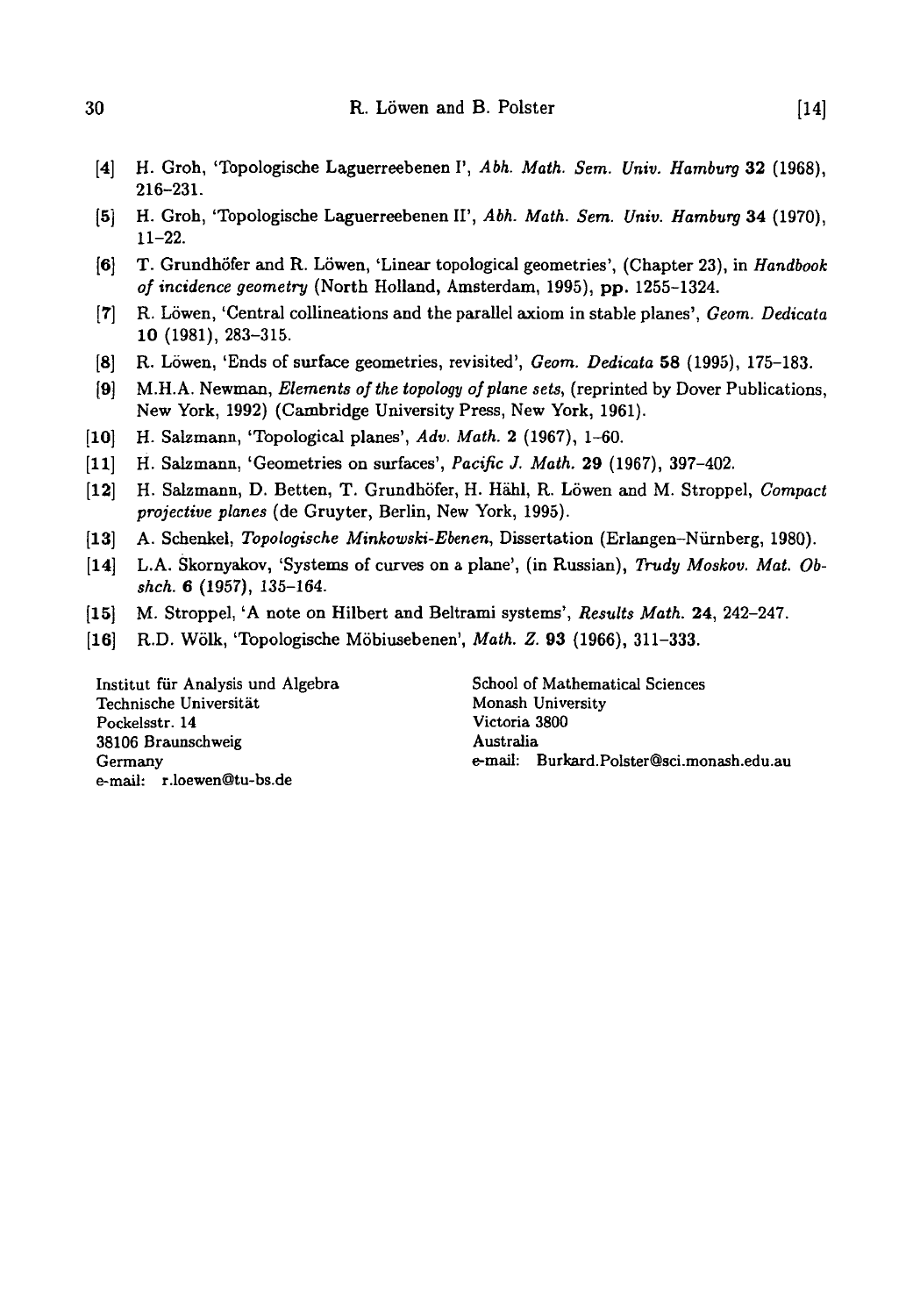[4] H. Groh, 'Topologische Laguerreebenen I', *Abh. Math. Sem. Univ. Hamburg* **32** (1968), 216–231.

[5] H. Groh, 'Topologische Laguerreebenen II', *Abh. Math. Sem. Univ. Hamburg* **34** (1970), 11–22.

[6] T. Grundhöfer and R. Löwen, 'Linear topological geometries', (Chapter 23), in *Handbook of incidence geometry* (North Holland, Amsterdam, 1995), pp. 1255–1324.

[7] R. Löwen, 'Central collineations and the parallel axiom in stable planes', *Geom. Dedicata* **10** (1981), 283–315.

[8] R. Löwen, 'Ends of surface geometries, revisited', *Geom. Dedicata* **58** (1995), 175–183.

[9] M.H.A. Newman, *Elements of the topology of plane sets*, (reprinted by Dover Publications, New York, 1992) (Cambridge University Press, New York, 1961).

[10] H. Salzmann, 'Topological planes', *Adv. Math.* **2** (1967), 1–60.

[11] H. Salzmann, 'Geometries on surfaces', *Pacific J. Math.* **29** (1967), 397–402.

[12] H. Salzmann, D. Betten, T. Grundhöfer, H. Hähl, R. Löwen and M. Stroppel, *Compact projective planes* (de Gruyter, Berlin, New York, 1995).

[13] A. Schenkel, *Topologische Minkowski-Ebenen*, Dissertation (Erlangen–Nürnberg, 1980).

[14] L.A. Škornyakov, 'Systems of curves on a plane', (in Russian), *Trudy Moskov. Mat. Obshch.* **6** (1957), 135–164.

[15] M. Stroppel, 'A note on Hilbert and Beltrami systems', *Results Math.* **24**, 242–247.

[16] R.D. Wölk, 'Topologische Möbiusebenen', *Math. Z.* **93** (1966), 311–333.

Institut für Analysis und Algebra
Technische Universität
Pockelsstr. 14
38106 Braunschweig
Germany
e-mail: r.loewen@tu-bs.de

School of Mathematical Sciences
Monash University
Victoria 3800
Australia
e-mail: Burkard.Polster@sci.monash.edu.au